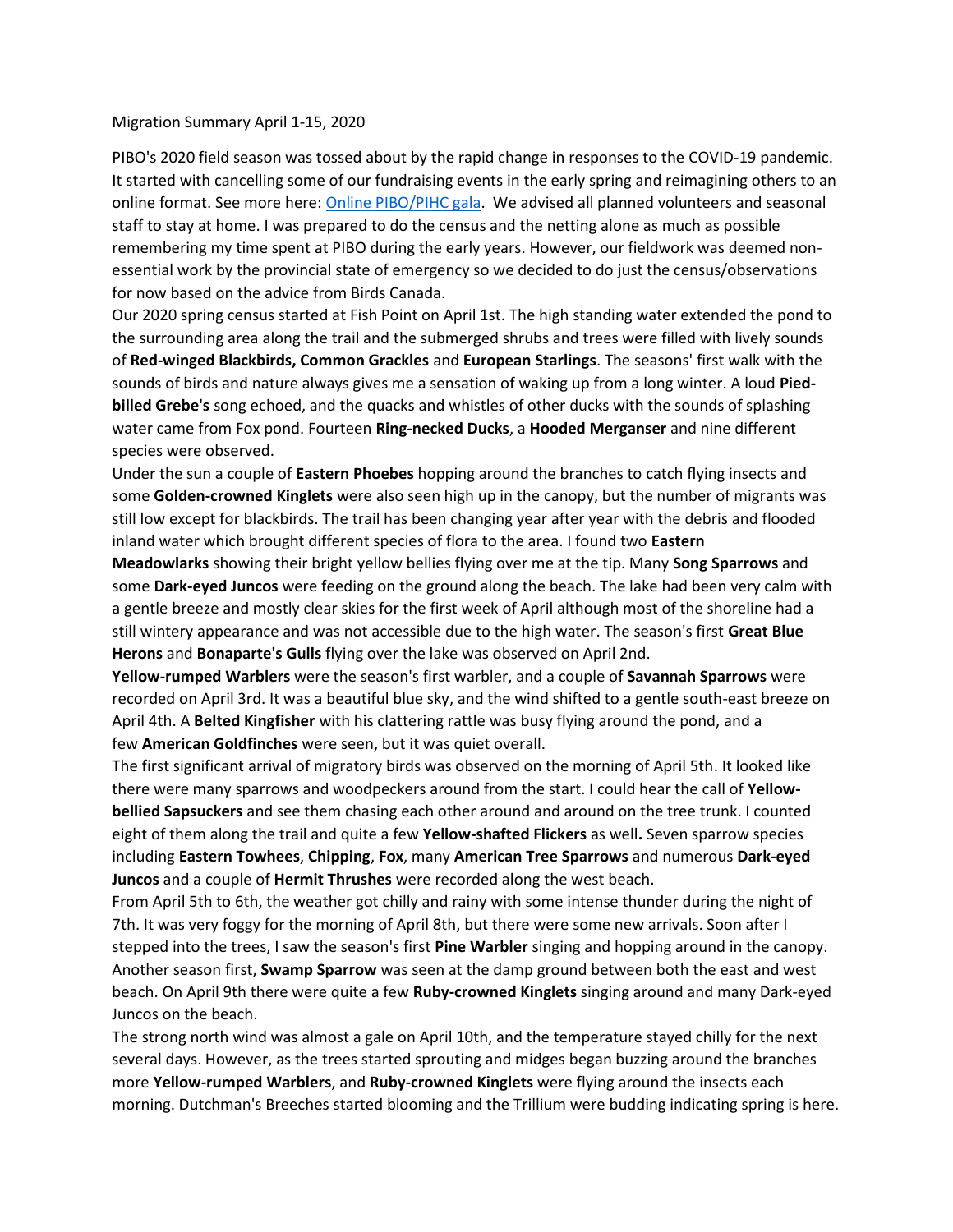Migration Summary April 1-15, 2020

PIBO's 2020 field season was tossed about by the rapid change in responses to the COVID-19 pandemic. It started with cancelling some of our fundraising events in the early spring and reimagining others to an online format. See more here: [Online PIBO/PIHC gala](). We advised all planned volunteers and seasonal staff to stay at home. I was prepared to do the census and the netting alone as much as possible remembering my time spent at PIBO during the early years. However, our fieldwork was deemed non-essential work by the provincial state of emergency so we decided to do just the census/observations for now based on the advice from Birds Canada.

Our 2020 spring census started at Fish Point on April 1st. The high standing water extended the pond to the surrounding area along the trail and the submerged shrubs and trees were filled with lively sounds of **Red-winged Blackbirds, Common Grackles** and **European Starlings**. The seasons' first walk with the sounds of birds and nature always gives me a sensation of waking up from a long winter. A loud **Pied-billed Grebe's** song echoed, and the quacks and whistles of other ducks with the sounds of splashing water came from Fox pond. Fourteen **Ring-necked Ducks**, a **Hooded Merganser** and nine different species were observed.

Under the sun a couple of **Eastern Phoebes** hopping around the branches to catch flying insects and some **Golden-crowned Kinglets** were also seen high up in the canopy, but the number of migrants was still low except for blackbirds. The trail has been changing year after year with the debris and flooded inland water which brought different species of flora to the area. I found two **Eastern Meadowlarks** showing their bright yellow bellies flying over me at the tip. Many **Song Sparrows** and some **Dark-eyed Juncos** were feeding on the ground along the beach. The lake had been very calm with a gentle breeze and mostly clear skies for the first week of April although most of the shoreline had a still wintery appearance and was not accessible due to the high water. The season's first **Great Blue Herons** and **Bonaparte's Gulls** flying over the lake was observed on April 2nd.

**Yellow-rumped Warblers** were the season's first warbler, and a couple of **Savannah Sparrows** were recorded on April 3rd. It was a beautiful blue sky, and the wind shifted to a gentle south-east breeze on April 4th. A **Belted Kingfisher** with his clattering rattle was busy flying around the pond, and a few **American Goldfinches** were seen, but it was quiet overall.

The first significant arrival of migratory birds was observed on the morning of April 5th. It looked like there were many sparrows and woodpeckers around from the start. I could hear the call of **Yellow-bellied Sapsuckers** and see them chasing each other around and around on the tree trunk. I counted eight of them along the trail and quite a few **Yellow-shafted Flickers** as well**.** Seven sparrow species including **Eastern Towhees**, **Chipping**, **Fox**, many **American Tree Sparrows** and numerous **Dark-eyed Juncos** and a couple of **Hermit Thrushes** were recorded along the west beach.

From April 5th to 6th, the weather got chilly and rainy with some intense thunder during the night of 7th. It was very foggy for the morning of April 8th, but there were some new arrivals. Soon after I stepped into the trees, I saw the season's first **Pine Warbler** singing and hopping around in the canopy. Another season first, **Swamp Sparrow** was seen at the damp ground between both the east and west beach. On April 9th there were quite a few **Ruby-crowned Kinglets** singing around and many Dark-eyed Juncos on the beach.

The strong north wind was almost a gale on April 10th, and the temperature stayed chilly for the next several days. However, as the trees started sprouting and midges began buzzing around the branches more **Yellow-rumped Warblers**, and **Ruby-crowned Kinglets** were flying around the insects each morning. Dutchman's Breeches started blooming and the Trillium were budding indicating spring is here.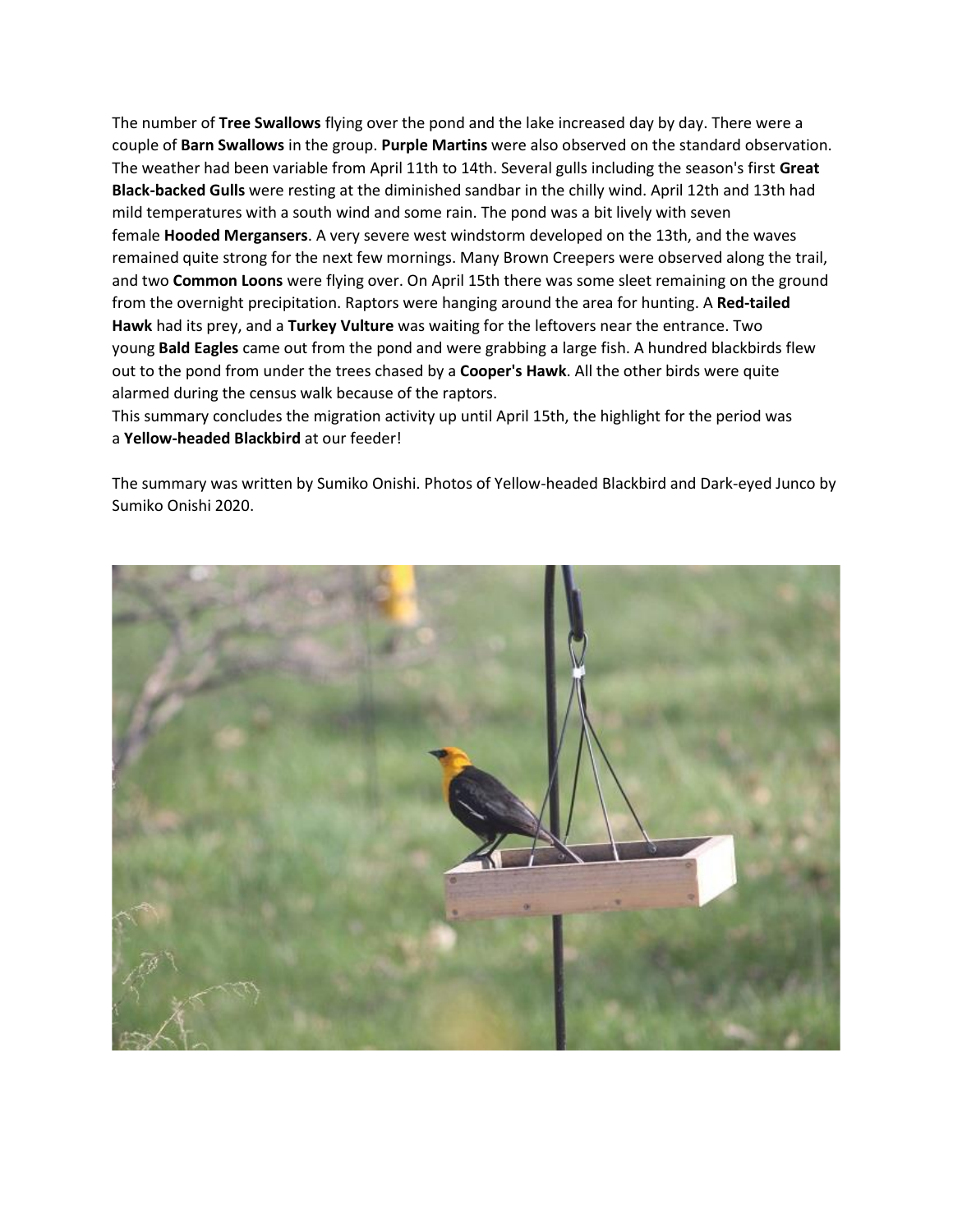The number of **Tree Swallows** flying over the pond and the lake increased day by day. There were a couple of **Barn Swallows** in the group. **Purple Martins** were also observed on the standard observation. The weather had been variable from April 11th to 14th. Several gulls including the season's first **Great Black-backed Gulls** were resting at the diminished sandbar in the chilly wind. April 12th and 13th had mild temperatures with a south wind and some rain. The pond was a bit lively with seven female **Hooded Mergansers**. A very severe west windstorm developed on the 13th, and the waves remained quite strong for the next few mornings. Many Brown Creepers were observed along the trail, and two **Common Loons** were flying over. On April 15th there was some sleet remaining on the ground from the overnight precipitation. Raptors were hanging around the area for hunting. A **Red-tailed Hawk** had its prey, and a **Turkey Vulture** was waiting for the leftovers near the entrance. Two young **Bald Eagles** came out from the pond and were grabbing a large fish. A hundred blackbirds flew out to the pond from under the trees chased by a **Cooper's Hawk**. All the other birds were quite alarmed during the census walk because of the raptors.
This summary concludes the migration activity up until April 15th, the highlight for the period was a **Yellow-headed Blackbird** at our feeder!

The summary was written by Sumiko Onishi. Photos of Yellow-headed Blackbird and Dark-eyed Junco by Sumiko Onishi 2020.